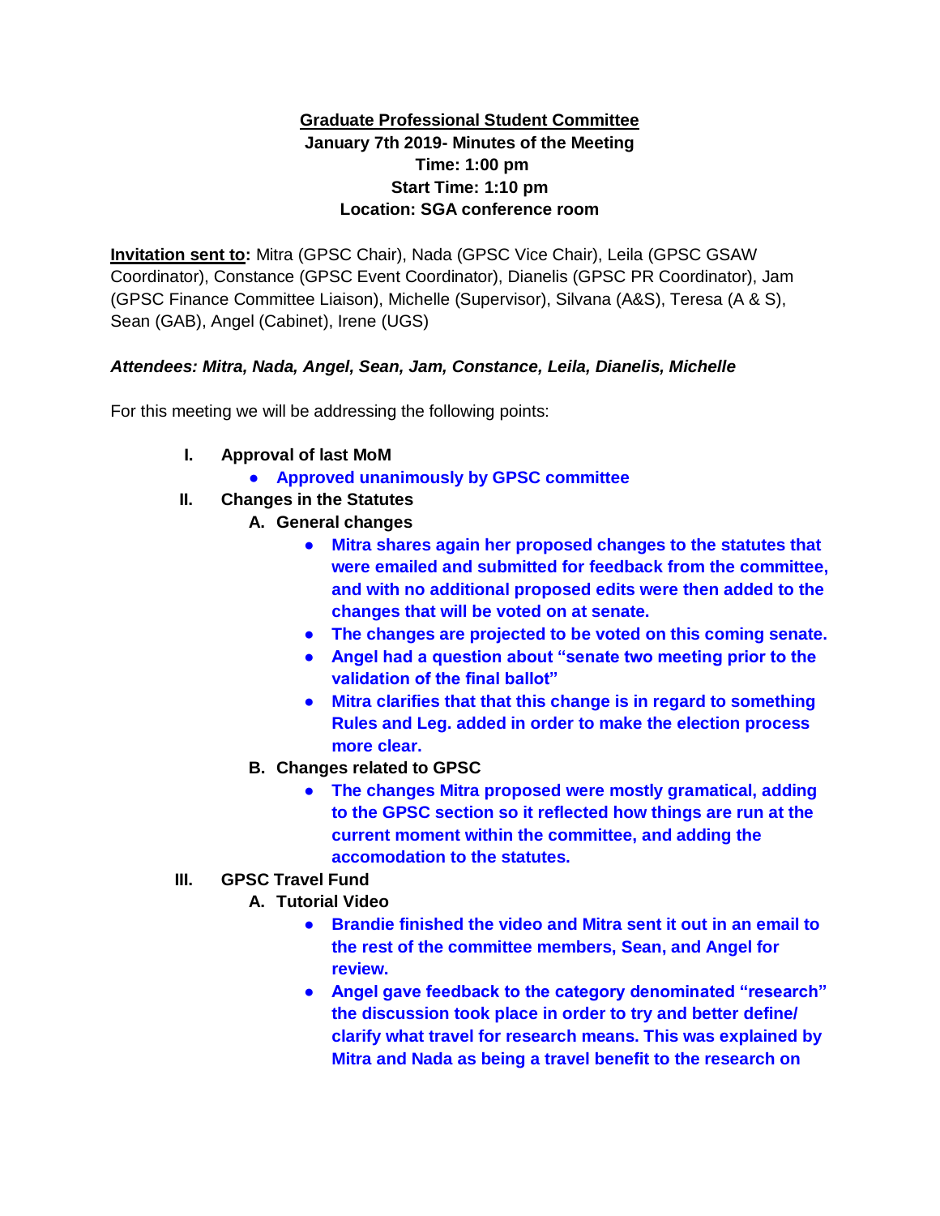**Graduate Professional Student Committee**
**January 7th 2019- Minutes of the Meeting**
**Time: 1:00 pm**
**Start Time: 1:10 pm**
**Location: SGA conference room**

**Invitation sent to:** Mitra (GPSC Chair), Nada (GPSC Vice Chair), Leila (GPSC GSAW Coordinator), Constance (GPSC Event Coordinator), Dianelis (GPSC PR Coordinator), Jam (GPSC Finance Committee Liaison), Michelle (Supervisor), Silvana (A&S), Teresa (A & S), Sean (GAB), Angel (Cabinet), Irene (UGS)

***Attendees: Mitra, Nada, Angel, Sean, Jam, Constance, Leila, Dianelis, Michelle***

For this meeting we will be addressing the following points:

I. **Approval of last MoM**
   - **Approved unanimously by GPSC committee**

II. **Changes in the Statutes**
   A. **General changes**
      - **Mitra shares again her proposed changes to the statutes that were emailed and submitted for feedback from the committee, and with no additional proposed edits were then added to the changes that will be voted on at senate.**
      - **The changes are projected to be voted on this coming senate.**
      - **Angel had a question about "senate two meeting prior to the validation of the final ballot"**
      - **Mitra clarifies that that this change is in regard to something Rules and Leg. added in order to make the election process more clear.**

   B. **Changes related to GPSC**
      - **The changes Mitra proposed were mostly gramatical, adding to the GPSC section so it reflected how things are run at the current moment within the committee, and adding the accomodation to the statutes.**

III. **GPSC Travel Fund**
   A. **Tutorial Video**
      - **Brandie finished the video and Mitra sent it out in an email to the rest of the committee members, Sean, and Angel for review.**
      - **Angel gave feedback to the category denominated "research" the discussion took place in order to try and better define/ clarify what travel for research means. This was explained by Mitra and Nada as being a travel benefit to the research on**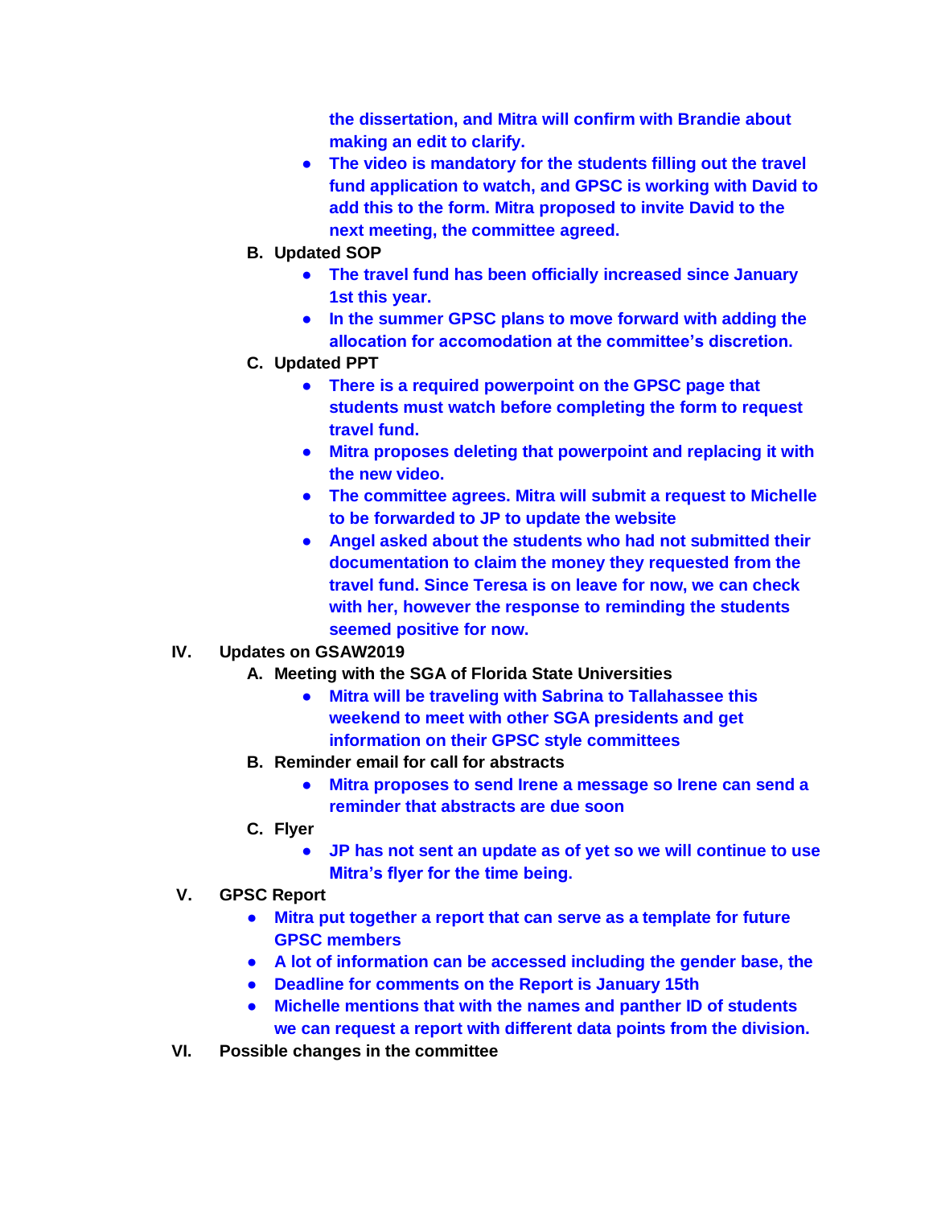the dissertation, and Mitra will confirm with Brandie about making an edit to clarify.

- The video is mandatory for the students filling out the travel fund application to watch, and GPSC is working with David to add this to the form. Mitra proposed to invite David to the next meeting, the committee agreed.

B. Updated SOP

- The travel fund has been officially increased since January 1st this year.
- In the summer GPSC plans to move forward with adding the allocation for accomodation at the committee's discretion.

C. Updated PPT

- There is a required powerpoint on the GPSC page that students must watch before completing the form to request travel fund.
- Mitra proposes deleting that powerpoint and replacing it with the new video.
- The committee agrees. Mitra will submit a request to Michelle to be forwarded to JP to update the website
- Angel asked about the students who had not submitted their documentation to claim the money they requested from the travel fund. Since Teresa is on leave for now, we can check with her, however the response to reminding the students seemed positive for now.

IV. Updates on GSAW2019

A. Meeting with the SGA of Florida State Universities

- Mitra will be traveling with Sabrina to Tallahassee this weekend to meet with other SGA presidents and get information on their GPSC style committees

B. Reminder email for call for abstracts

- Mitra proposes to send Irene a message so Irene can send a reminder that abstracts are due soon

C. Flyer

- JP has not sent an update as of yet so we will continue to use Mitra's flyer for the time being.

V. GPSC Report

- Mitra put together a report that can serve as a template for future GPSC members
- A lot of information can be accessed including the gender base, the
- Deadline for comments on the Report is January 15th
- Michelle mentions that with the names and panther ID of students we can request a report with different data points from the division.

VI. Possible changes in the committee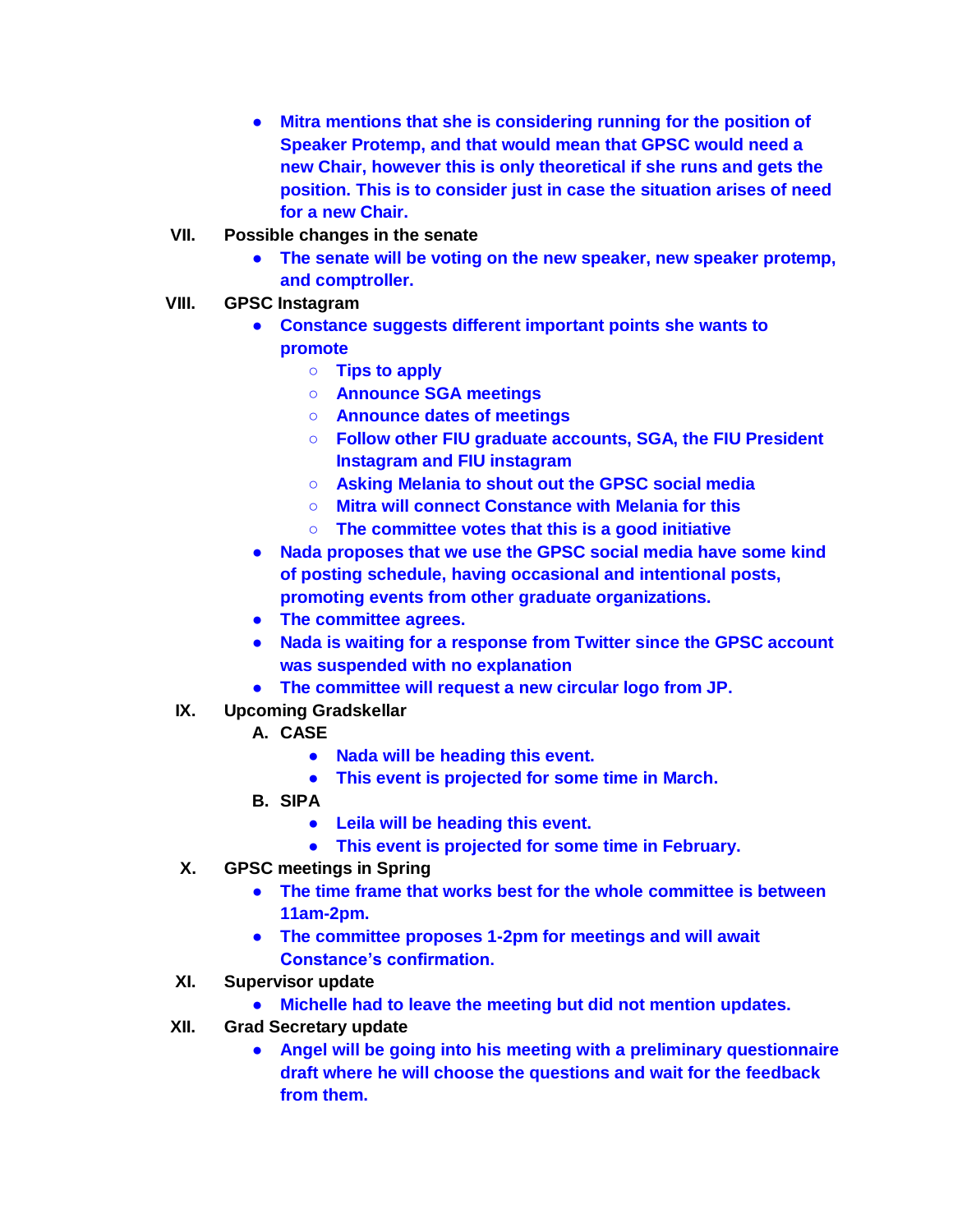- Mitra mentions that she is considering running for the position of Speaker Protemp, and that would mean that GPSC would need a new Chair, however this is only theoretical if she runs and gets the position. This is to consider just in case the situation arises of need for a new Chair.

VII. Possible changes in the senate

- The senate will be voting on the new speaker, new speaker protemp, and comptroller.

VIII. GPSC Instagram

- Constance suggests different important points she wants to promote
    - Tips to apply
    - Announce SGA meetings
    - Announce dates of meetings
    - Follow other FIU graduate accounts, SGA, the FIU President Instagram and FIU instagram
    - Asking Melania to shout out the GPSC social media
    - Mitra will connect Constance with Melania for this
    - The committee votes that this is a good initiative
- Nada proposes that we use the GPSC social media have some kind of posting schedule, having occasional and intentional posts, promoting events from other graduate organizations.
- The committee agrees.
- Nada is waiting for a response from Twitter since the GPSC account was suspended with no explanation
- The committee will request a new circular logo from JP.

IX. Upcoming Gradskellar

A. CASE
- Nada will be heading this event.
- This event is projected for some time in March.

B. SIPA
- Leila will be heading this event.
- This event is projected for some time in February.

X. GPSC meetings in Spring

- The time frame that works best for the whole committee is between 11am-2pm.
- The committee proposes 1-2pm for meetings and will await Constance's confirmation.

XI. Supervisor update

- Michelle had to leave the meeting but did not mention updates.

XII. Grad Secretary update

- Angel will be going into his meeting with a preliminary questionnaire draft where he will choose the questions and wait for the feedback from them.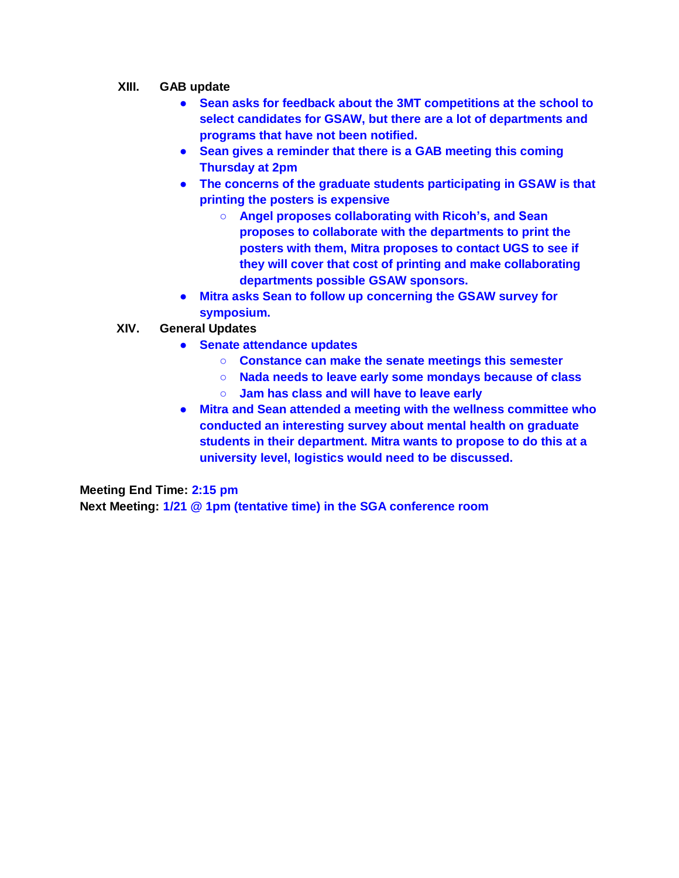XIII. **GAB update**

- **Sean asks for feedback about the 3MT competitions at the school to select candidates for GSAW, but there are a lot of departments and programs that have not been notified.**
- **Sean gives a reminder that there is a GAB meeting this coming Thursday at 2pm**
- **The concerns of the graduate students participating in GSAW is that printing the posters is expensive**
  - **Angel proposes collaborating with Ricoh's, and Sean proposes to collaborate with the departments to print the posters with them, Mitra proposes to contact UGS to see if they will cover that cost of printing and make collaborating departments possible GSAW sponsors.**
- **Mitra asks Sean to follow up concerning the GSAW survey for symposium.**

XIV. **General Updates**

- **Senate attendance updates**
  - **Constance can make the senate meetings this semester**
  - **Nada needs to leave early some mondays because of class**
  - **Jam has class and will have to leave early**
- **Mitra and Sean attended a meeting with the wellness committee who conducted an interesting survey about mental health on graduate students in their department. Mitra wants to propose to do this at a university level, logistics would need to be discussed.**

**Meeting End Time:** **2:15 pm**
**Next Meeting:** **1/21 @ 1pm (tentative time) in the SGA conference room**